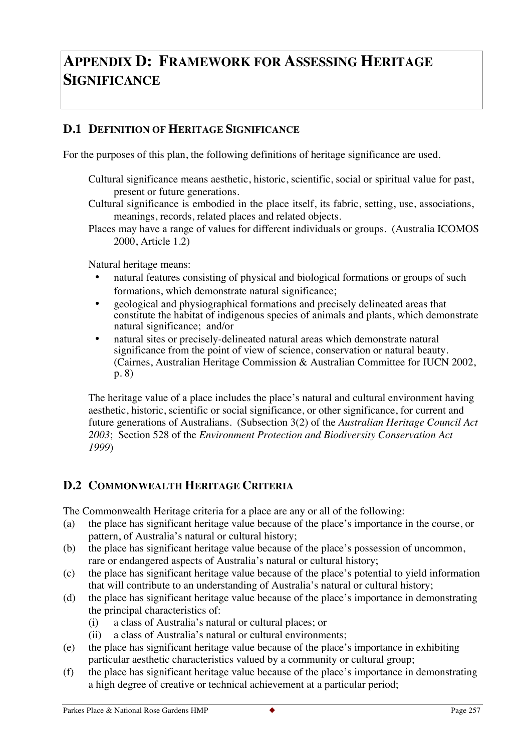# Appendix D: Framework for Assessing Heritage Significance

## D.1 Definition of Heritage Significance

For the purposes of this plan, the following definitions of heritage significance are used.

> Cultural significance means aesthetic, historic, scientific, social or spiritual value for past, present or future generations.
>
> Cultural significance is embodied in the place itself, its fabric, setting, use, associations, meanings, records, related places and related objects.
>
> Places may have a range of values for different individuals or groups. (Australia ICOMOS 2000, Article 1.2)

Natural heritage means:

- natural features consisting of physical and biological formations or groups of such formations, which demonstrate natural significance;
- geological and physiographical formations and precisely delineated areas that constitute the habitat of indigenous species of animals and plants, which demonstrate natural significance; and/or
- natural sites or precisely-delineated natural areas which demonstrate natural significance from the point of view of science, conservation or natural beauty. (Cairnes, Australian Heritage Commission & Australian Committee for IUCN 2002, p. 8)

The heritage value of a place includes the place's natural and cultural environment having aesthetic, historic, scientific or social significance, or other significance, for current and future generations of Australians. (Subsection 3(2) of the *Australian Heritage Council Act 2003*; Section 528 of the *Environment Protection and Biodiversity Conservation Act 1999*)

## D.2 Commonwealth Heritage Criteria

The Commonwealth Heritage criteria for a place are any or all of the following:

(a) the place has significant heritage value because of the place's importance in the course, or pattern, of Australia's natural or cultural history;

(b) the place has significant heritage value because of the place's possession of uncommon, rare or endangered aspects of Australia's natural or cultural history;

(c) the place has significant heritage value because of the place's potential to yield information that will contribute to an understanding of Australia's natural or cultural history;

(d) the place has significant heritage value because of the place's importance in demonstrating the principal characteristics of:
   (i) a class of Australia's natural or cultural places; or
   (ii) a class of Australia's natural or cultural environments;

(e) the place has significant heritage value because of the place's importance in exhibiting particular aesthetic characteristics valued by a community or cultural group;

(f) the place has significant heritage value because of the place's importance in demonstrating a high degree of creative or technical achievement at a particular period;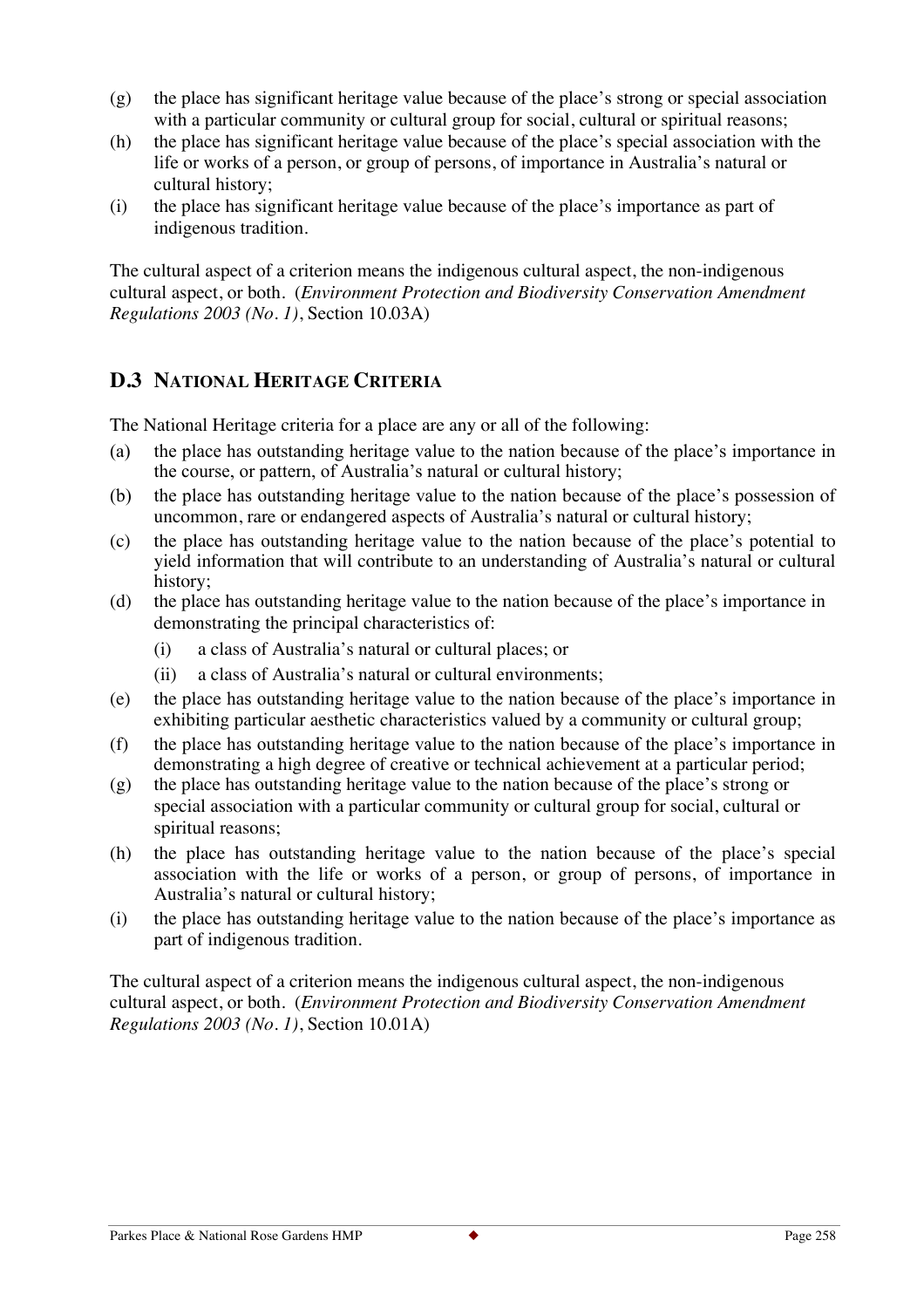(g) the place has significant heritage value because of the place's strong or special association with a particular community or cultural group for social, cultural or spiritual reasons;

(h) the place has significant heritage value because of the place's special association with the life or works of a person, or group of persons, of importance in Australia's natural or cultural history;

(i) the place has significant heritage value because of the place's importance as part of indigenous tradition.

The cultural aspect of a criterion means the indigenous cultural aspect, the non-indigenous cultural aspect, or both. (*Environment Protection and Biodiversity Conservation Amendment Regulations 2003 (No. 1)*, Section 10.03A)

## D.3 National Heritage Criteria

The National Heritage criteria for a place are any or all of the following:

(a) the place has outstanding heritage value to the nation because of the place's importance in the course, or pattern, of Australia's natural or cultural history;

(b) the place has outstanding heritage value to the nation because of the place's possession of uncommon, rare or endangered aspects of Australia's natural or cultural history;

(c) the place has outstanding heritage value to the nation because of the place's potential to yield information that will contribute to an understanding of Australia's natural or cultural history;

(d) the place has outstanding heritage value to the nation because of the place's importance in demonstrating the principal characteristics of:

   (i) a class of Australia's natural or cultural places; or

   (ii) a class of Australia's natural or cultural environments;

(e) the place has outstanding heritage value to the nation because of the place's importance in exhibiting particular aesthetic characteristics valued by a community or cultural group;

(f) the place has outstanding heritage value to the nation because of the place's importance in demonstrating a high degree of creative or technical achievement at a particular period;

(g) the place has outstanding heritage value to the nation because of the place's strong or special association with a particular community or cultural group for social, cultural or spiritual reasons;

(h) the place has outstanding heritage value to the nation because of the place's special association with the life or works of a person, or group of persons, of importance in Australia's natural or cultural history;

(i) the place has outstanding heritage value to the nation because of the place's importance as part of indigenous tradition.

The cultural aspect of a criterion means the indigenous cultural aspect, the non-indigenous cultural aspect, or both. (*Environment Protection and Biodiversity Conservation Amendment Regulations 2003 (No. 1)*, Section 10.01A)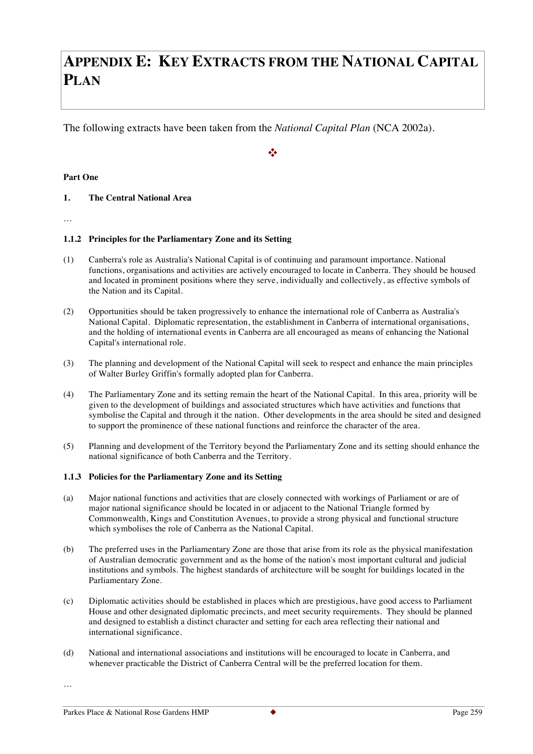# Appendix E: Key Extracts from the National Capital Plan

The following extracts have been taken from the *National Capital Plan* (NCA 2002a).

❖

**Part One**

**1. The Central National Area**

…

**1.1.2 Principles for the Parliamentary Zone and its Setting**

(1) Canberra's role as Australia's National Capital is of continuing and paramount importance. National functions, organisations and activities are actively encouraged to locate in Canberra. They should be housed and located in prominent positions where they serve, individually and collectively, as effective symbols of the Nation and its Capital.

(2) Opportunities should be taken progressively to enhance the international role of Canberra as Australia's National Capital. Diplomatic representation, the establishment in Canberra of international organisations, and the holding of international events in Canberra are all encouraged as means of enhancing the National Capital's international role.

(3) The planning and development of the National Capital will seek to respect and enhance the main principles of Walter Burley Griffin's formally adopted plan for Canberra.

(4) The Parliamentary Zone and its setting remain the heart of the National Capital. In this area, priority will be given to the development of buildings and associated structures which have activities and functions that symbolise the Capital and through it the nation. Other developments in the area should be sited and designed to support the prominence of these national functions and reinforce the character of the area.

(5) Planning and development of the Territory beyond the Parliamentary Zone and its setting should enhance the national significance of both Canberra and the Territory.

**1.1.3 Policies for the Parliamentary Zone and its Setting**

(a) Major national functions and activities that are closely connected with workings of Parliament or are of major national significance should be located in or adjacent to the National Triangle formed by Commonwealth, Kings and Constitution Avenues, to provide a strong physical and functional structure which symbolises the role of Canberra as the National Capital.

(b) The preferred uses in the Parliamentary Zone are those that arise from its role as the physical manifestation of Australian democratic government and as the home of the nation's most important cultural and judicial institutions and symbols. The highest standards of architecture will be sought for buildings located in the Parliamentary Zone.

(c) Diplomatic activities should be established in places which are prestigious, have good access to Parliament House and other designated diplomatic precincts, and meet security requirements. They should be planned and designed to establish a distinct character and setting for each area reflecting their national and international significance.

(d) National and international associations and institutions will be encouraged to locate in Canberra, and whenever practicable the District of Canberra Central will be the preferred location for them.

…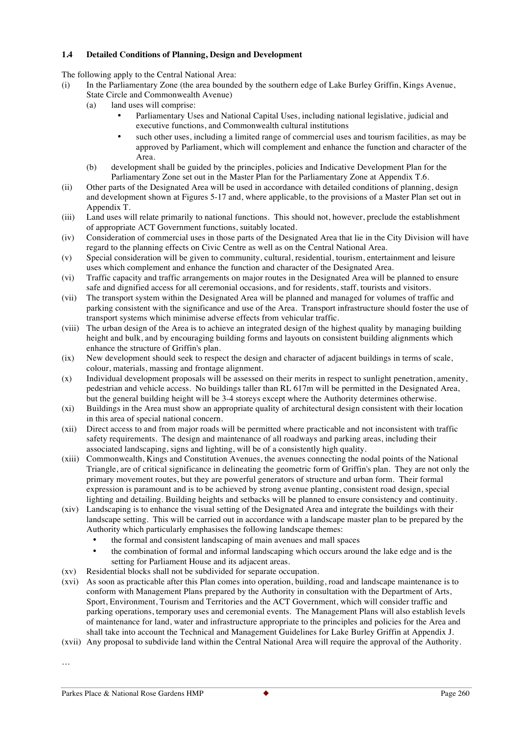### 1.4 Detailed Conditions of Planning, Design and Development

The following apply to the Central National Area:

(i) In the Parliamentary Zone (the area bounded by the southern edge of Lake Burley Griffin, Kings Avenue, State Circle and Commonwealth Avenue)

 (a) land uses will comprise:

 - Parliamentary Uses and National Capital Uses, including national legislative, judicial and executive functions, and Commonwealth cultural institutions
 - such other uses, including a limited range of commercial uses and tourism facilities, as may be approved by Parliament, which will complement and enhance the function and character of the Area.

 (b) development shall be guided by the principles, policies and Indicative Development Plan for the Parliamentary Zone set out in the Master Plan for the Parliamentary Zone at Appendix T.6.

(ii) Other parts of the Designated Area will be used in accordance with detailed conditions of planning, design and development shown at Figures 5-17 and, where applicable, to the provisions of a Master Plan set out in Appendix T.

(iii) Land uses will relate primarily to national functions. This should not, however, preclude the establishment of appropriate ACT Government functions, suitably located.

(iv) Consideration of commercial uses in those parts of the Designated Area that lie in the City Division will have regard to the planning effects on Civic Centre as well as on the Central National Area.

(v) Special consideration will be given to community, cultural, residential, tourism, entertainment and leisure uses which complement and enhance the function and character of the Designated Area.

(vi) Traffic capacity and traffic arrangements on major routes in the Designated Area will be planned to ensure safe and dignified access for all ceremonial occasions, and for residents, staff, tourists and visitors.

(vii) The transport system within the Designated Area will be planned and managed for volumes of traffic and parking consistent with the significance and use of the Area. Transport infrastructure should foster the use of transport systems which minimise adverse effects from vehicular traffic.

(viii) The urban design of the Area is to achieve an integrated design of the highest quality by managing building height and bulk, and by encouraging building forms and layouts on consistent building alignments which enhance the structure of Griffin's plan.

(ix) New development should seek to respect the design and character of adjacent buildings in terms of scale, colour, materials, massing and frontage alignment.

(x) Individual development proposals will be assessed on their merits in respect to sunlight penetration, amenity, pedestrian and vehicle access. No buildings taller than RL 617m will be permitted in the Designated Area, but the general building height will be 3-4 storeys except where the Authority determines otherwise.

(xi) Buildings in the Area must show an appropriate quality of architectural design consistent with their location in this area of special national concern.

(xii) Direct access to and from major roads will be permitted where practicable and not inconsistent with traffic safety requirements. The design and maintenance of all roadways and parking areas, including their associated landscaping, signs and lighting, will be of a consistently high quality.

(xiii) Commonwealth, Kings and Constitution Avenues, the avenues connecting the nodal points of the National Triangle, are of critical significance in delineating the geometric form of Griffin's plan. They are not only the primary movement routes, but they are powerful generators of structure and urban form. Their formal expression is paramount and is to be achieved by strong avenue planting, consistent road design, special lighting and detailing. Building heights and setbacks will be planned to ensure consistency and continuity.

(xiv) Landscaping is to enhance the visual setting of the Designated Area and integrate the buildings with their landscape setting. This will be carried out in accordance with a landscape master plan to be prepared by the Authority which particularly emphasises the following landscape themes:

 - the formal and consistent landscaping of main avenues and mall spaces
 - the combination of formal and informal landscaping which occurs around the lake edge and is the setting for Parliament House and its adjacent areas.

(xv) Residential blocks shall not be subdivided for separate occupation.

(xvi) As soon as practicable after this Plan comes into operation, building, road and landscape maintenance is to conform with Management Plans prepared by the Authority in consultation with the Department of Arts, Sport, Environment, Tourism and Territories and the ACT Government, which will consider traffic and parking operations, temporary uses and ceremonial events. The Management Plans will also establish levels of maintenance for land, water and infrastructure appropriate to the principles and policies for the Area and shall take into account the Technical and Management Guidelines for Lake Burley Griffin at Appendix J.

(xvii) Any proposal to subdivide land within the Central National Area will require the approval of the Authority.

…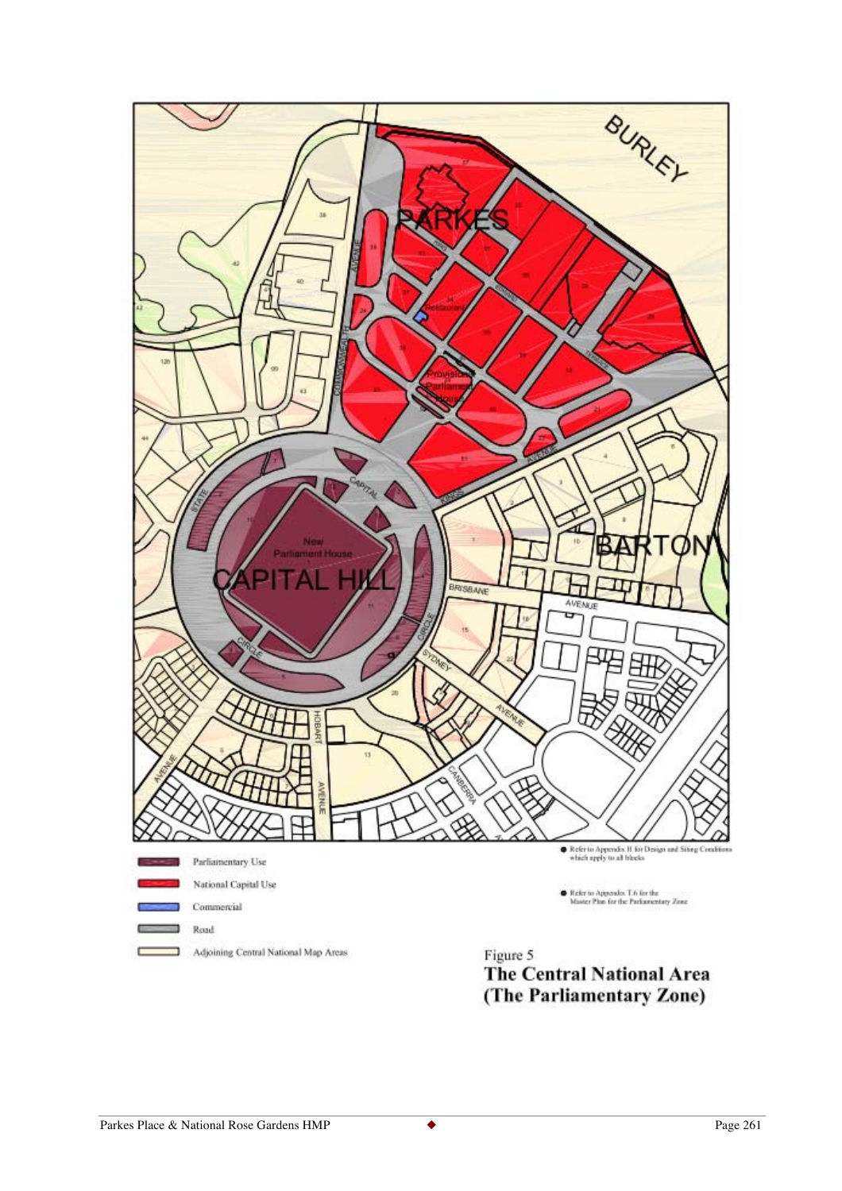- Parliamentary Use
- National Capital Use
- Commercial
- Road
- Adjoining Central National Map Areas

● Refer to Appendix H for Design and Siting Conditions which apply to all blocks

● Refer to Appendix T.6 for the Master Plan for the Parliamentary Zone

Figure 5

**The Central National Area (The Parliamentary Zone)**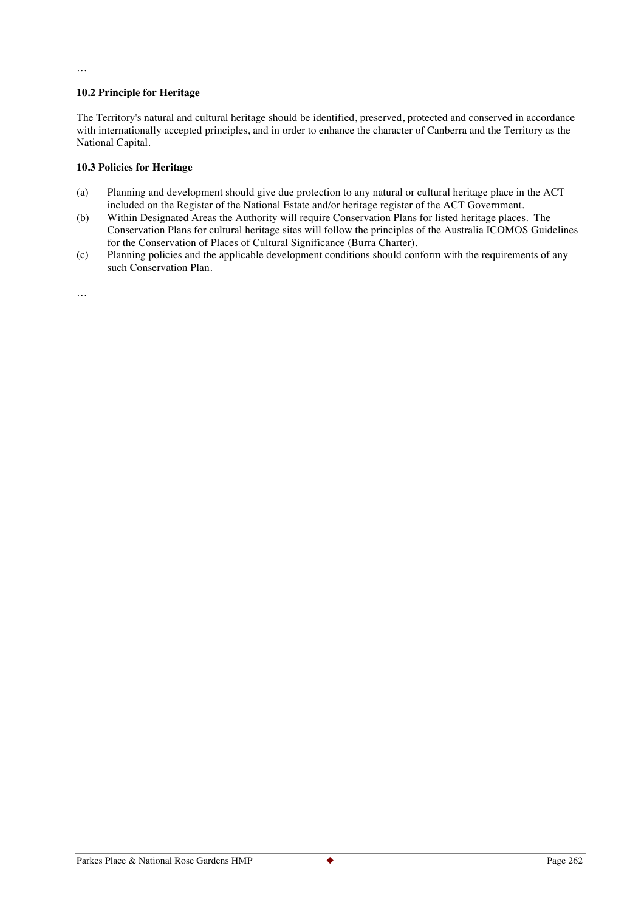…

**10.2 Principle for Heritage**

The Territory's natural and cultural heritage should be identified, preserved, protected and conserved in accordance with internationally accepted principles, and in order to enhance the character of Canberra and the Territory as the National Capital.

**10.3 Policies for Heritage**

(a) Planning and development should give due protection to any natural or cultural heritage place in the ACT included on the Register of the National Estate and/or heritage register of the ACT Government.

(b) Within Designated Areas the Authority will require Conservation Plans for listed heritage places. The Conservation Plans for cultural heritage sites will follow the principles of the Australia ICOMOS Guidelines for the Conservation of Places of Cultural Significance (Burra Charter).

(c) Planning policies and the applicable development conditions should conform with the requirements of any such Conservation Plan.

…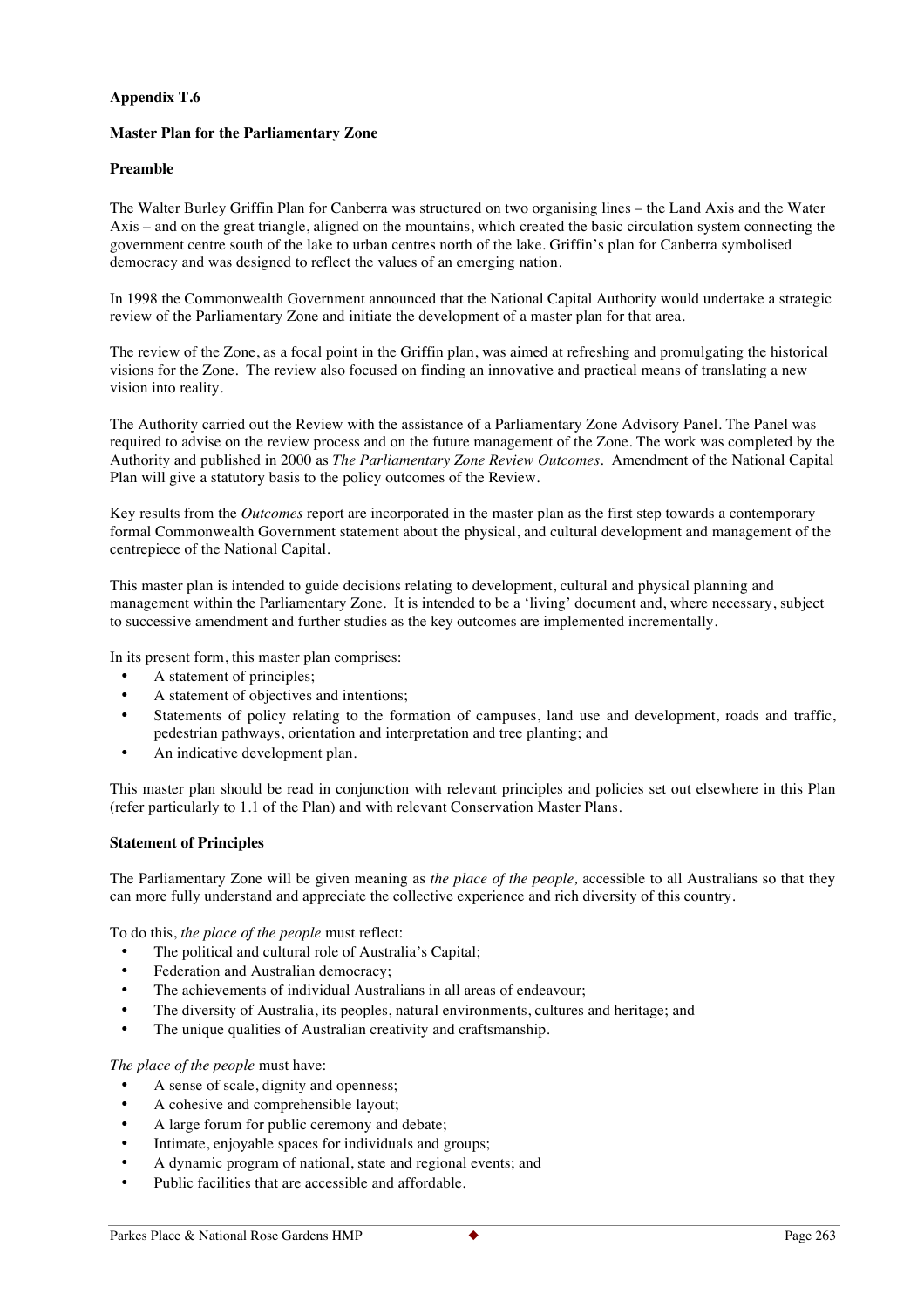**Appendix T.6**

**Master Plan for the Parliamentary Zone**

**Preamble**

The Walter Burley Griffin Plan for Canberra was structured on two organising lines – the Land Axis and the Water Axis – and on the great triangle, aligned on the mountains, which created the basic circulation system connecting the government centre south of the lake to urban centres north of the lake. Griffin's plan for Canberra symbolised democracy and was designed to reflect the values of an emerging nation.

In 1998 the Commonwealth Government announced that the National Capital Authority would undertake a strategic review of the Parliamentary Zone and initiate the development of a master plan for that area.

The review of the Zone, as a focal point in the Griffin plan, was aimed at refreshing and promulgating the historical visions for the Zone. The review also focused on finding an innovative and practical means of translating a new vision into reality.

The Authority carried out the Review with the assistance of a Parliamentary Zone Advisory Panel. The Panel was required to advise on the review process and on the future management of the Zone. The work was completed by the Authority and published in 2000 as *The Parliamentary Zone Review Outcomes*. Amendment of the National Capital Plan will give a statutory basis to the policy outcomes of the Review.

Key results from the *Outcomes* report are incorporated in the master plan as the first step towards a contemporary formal Commonwealth Government statement about the physical, and cultural development and management of the centrepiece of the National Capital.

This master plan is intended to guide decisions relating to development, cultural and physical planning and management within the Parliamentary Zone. It is intended to be a 'living' document and, where necessary, subject to successive amendment and further studies as the key outcomes are implemented incrementally.

In its present form, this master plan comprises:

- A statement of principles;
- A statement of objectives and intentions;
- Statements of policy relating to the formation of campuses, land use and development, roads and traffic, pedestrian pathways, orientation and interpretation and tree planting; and
- An indicative development plan.

This master plan should be read in conjunction with relevant principles and policies set out elsewhere in this Plan (refer particularly to 1.1 of the Plan) and with relevant Conservation Master Plans.

**Statement of Principles**

The Parliamentary Zone will be given meaning as *the place of the people,* accessible to all Australians so that they can more fully understand and appreciate the collective experience and rich diversity of this country.

To do this, *the place of the people* must reflect:

- The political and cultural role of Australia's Capital;
- Federation and Australian democracy;
- The achievements of individual Australians in all areas of endeavour;
- The diversity of Australia, its peoples, natural environments, cultures and heritage; and
- The unique qualities of Australian creativity and craftsmanship.

*The place of the people* must have:

- A sense of scale, dignity and openness;
- A cohesive and comprehensible layout;
- A large forum for public ceremony and debate;
- Intimate, enjoyable spaces for individuals and groups;
- A dynamic program of national, state and regional events; and
- Public facilities that are accessible and affordable.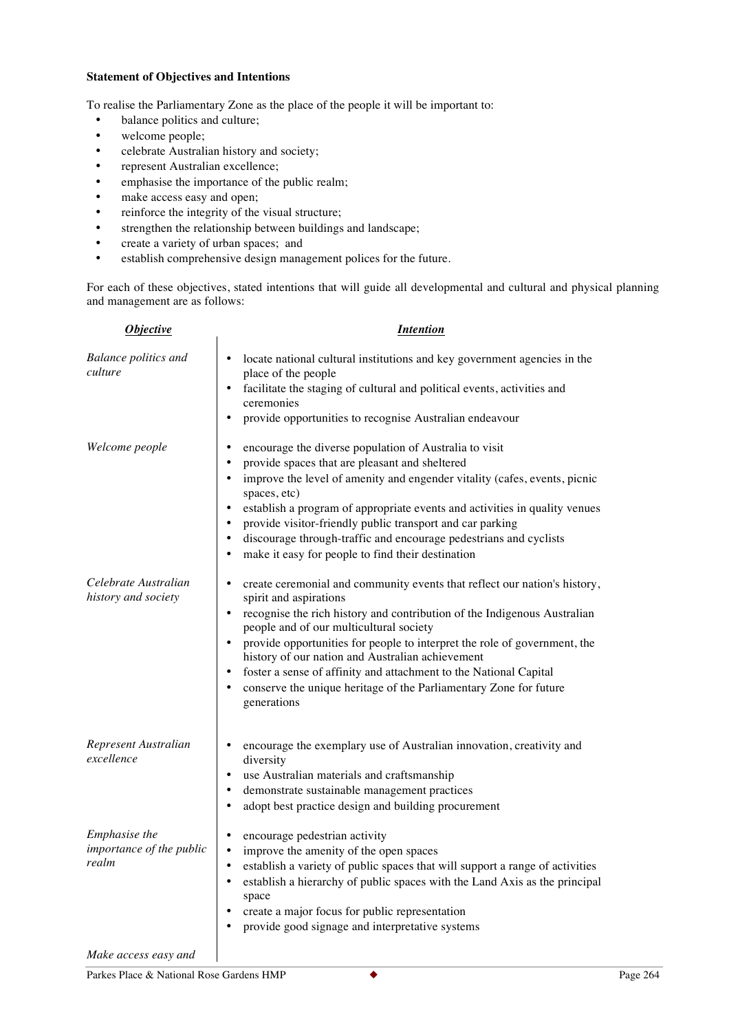**Statement of Objectives and Intentions**

To realise the Parliamentary Zone as the place of the people it will be important to:

- balance politics and culture;
- welcome people;
- celebrate Australian history and society;
- represent Australian excellence;
- emphasise the importance of the public realm;
- make access easy and open;
- reinforce the integrity of the visual structure;
- strengthen the relationship between buildings and landscape;
- create a variety of urban spaces; and
- establish comprehensive design management polices for the future.

For each of these objectives, stated intentions that will guide all developmental and cultural and physical planning and management are as follows:

| ***Objective*** | ***Intention*** |
|---|---|
| *Balance politics and culture* | • locate national cultural institutions and key government agencies in the place of the people<br>• facilitate the staging of cultural and political events, activities and ceremonies<br>• provide opportunities to recognise Australian endeavour |
| *Welcome people* | • encourage the diverse population of Australia to visit<br>• provide spaces that are pleasant and sheltered<br>• improve the level of amenity and engender vitality (cafes, events, picnic spaces, etc)<br>• establish a program of appropriate events and activities in quality venues<br>• provide visitor-friendly public transport and car parking<br>• discourage through-traffic and encourage pedestrians and cyclists<br>• make it easy for people to find their destination |
| *Celebrate Australian history and society* | • create ceremonial and community events that reflect our nation's history, spirit and aspirations<br>• recognise the rich history and contribution of the Indigenous Australian people and of our multicultural society<br>• provide opportunities for people to interpret the role of government, the history of our nation and Australian achievement<br>• foster a sense of affinity and attachment to the National Capital<br>• conserve the unique heritage of the Parliamentary Zone for future generations |
| *Represent Australian excellence* | • encourage the exemplary use of Australian innovation, creativity and diversity<br>• use Australian materials and craftsmanship<br>• demonstrate sustainable management practices<br>• adopt best practice design and building procurement |
| *Emphasise the importance of the public realm* | • encourage pedestrian activity<br>• improve the amenity of the open spaces<br>• establish a variety of public spaces that will support a range of activities<br>• establish a hierarchy of public spaces with the Land Axis as the principal space<br>• create a major focus for public representation<br>• provide good signage and interpretative systems |
| *Make access easy and* | |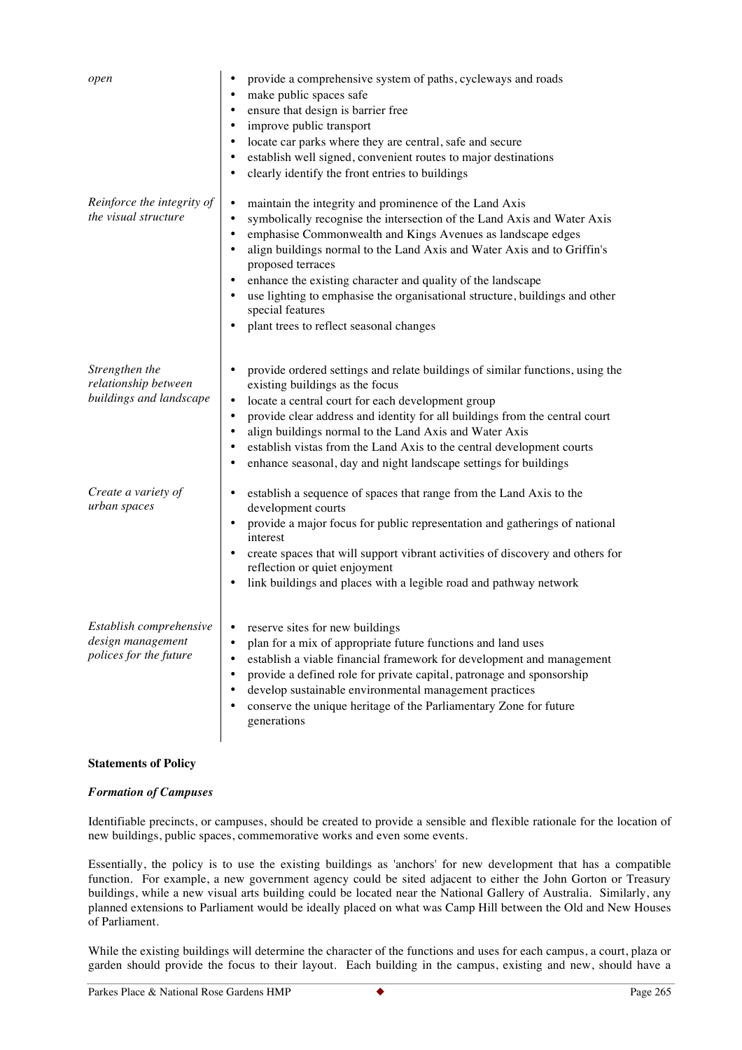| | |
|---|---|
| *open* | • provide a comprehensive system of paths, cycleways and roads<br>• make public spaces safe<br>• ensure that design is barrier free<br>• improve public transport<br>• locate car parks where they are central, safe and secure<br>• establish well signed, convenient routes to major destinations<br>• clearly identify the front entries to buildings |
| *Reinforce the integrity of the visual structure* | • maintain the integrity and prominence of the Land Axis<br>• symbolically recognise the intersection of the Land Axis and Water Axis<br>• emphasise Commonwealth and Kings Avenues as landscape edges<br>• align buildings normal to the Land Axis and Water Axis and to Griffin's proposed terraces<br>• enhance the existing character and quality of the landscape<br>• use lighting to emphasise the organisational structure, buildings and other special features<br>• plant trees to reflect seasonal changes |
| *Strengthen the relationship between buildings and landscape* | • provide ordered settings and relate buildings of similar functions, using the existing buildings as the focus<br>• locate a central court for each development group<br>• provide clear address and identity for all buildings from the central court<br>• align buildings normal to the Land Axis and Water Axis<br>• establish vistas from the Land Axis to the central development courts<br>• enhance seasonal, day and night landscape settings for buildings |
| *Create a variety of urban spaces* | • establish a sequence of spaces that range from the Land Axis to the development courts<br>• provide a major focus for public representation and gatherings of national interest<br>• create spaces that will support vibrant activities of discovery and others for reflection or quiet enjoyment<br>• link buildings and places with a legible road and pathway network |
| *Establish comprehensive design management polices for the future* | • reserve sites for new buildings<br>• plan for a mix of appropriate future functions and land uses<br>• establish a viable financial framework for development and management<br>• provide a defined role for private capital, patronage and sponsorship<br>• develop sustainable environmental management practices<br>• conserve the unique heritage of the Parliamentary Zone for future generations |

**Statements of Policy**

***Formation of Campuses***

Identifiable precincts, or campuses, should be created to provide a sensible and flexible rationale for the location of new buildings, public spaces, commemorative works and even some events.

Essentially, the policy is to use the existing buildings as 'anchors' for new development that has a compatible function. For example, a new government agency could be sited adjacent to either the John Gorton or Treasury buildings, while a new visual arts building could be located near the National Gallery of Australia. Similarly, any planned extensions to Parliament would be ideally placed on what was Camp Hill between the Old and New Houses of Parliament.

While the existing buildings will determine the character of the functions and uses for each campus, a court, plaza or garden should provide the focus to their layout. Each building in the campus, existing and new, should have a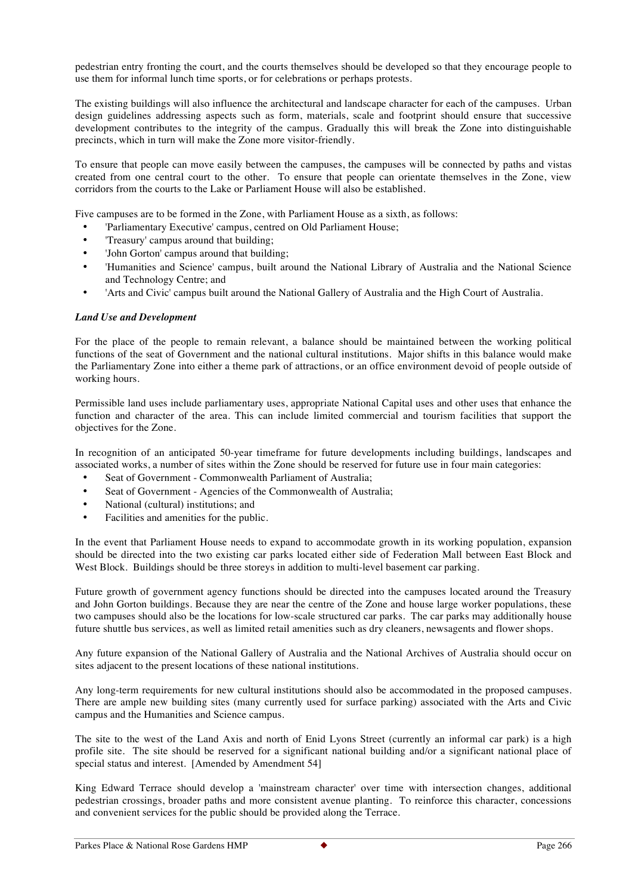pedestrian entry fronting the court, and the courts themselves should be developed so that they encourage people to use them for informal lunch time sports, or for celebrations or perhaps protests.

The existing buildings will also influence the architectural and landscape character for each of the campuses. Urban design guidelines addressing aspects such as form, materials, scale and footprint should ensure that successive development contributes to the integrity of the campus. Gradually this will break the Zone into distinguishable precincts, which in turn will make the Zone more visitor-friendly.

To ensure that people can move easily between the campuses, the campuses will be connected by paths and vistas created from one central court to the other. To ensure that people can orientate themselves in the Zone, view corridors from the courts to the Lake or Parliament House will also be established.

Five campuses are to be formed in the Zone, with Parliament House as a sixth, as follows:

- 'Parliamentary Executive' campus, centred on Old Parliament House;
- 'Treasury' campus around that building;
- 'John Gorton' campus around that building;
- 'Humanities and Science' campus, built around the National Library of Australia and the National Science and Technology Centre; and
- 'Arts and Civic' campus built around the National Gallery of Australia and the High Court of Australia.

***Land Use and Development***

For the place of the people to remain relevant, a balance should be maintained between the working political functions of the seat of Government and the national cultural institutions. Major shifts in this balance would make the Parliamentary Zone into either a theme park of attractions, or an office environment devoid of people outside of working hours.

Permissible land uses include parliamentary uses, appropriate National Capital uses and other uses that enhance the function and character of the area. This can include limited commercial and tourism facilities that support the objectives for the Zone.

In recognition of an anticipated 50-year timeframe for future developments including buildings, landscapes and associated works, a number of sites within the Zone should be reserved for future use in four main categories:

- Seat of Government - Commonwealth Parliament of Australia;
- Seat of Government - Agencies of the Commonwealth of Australia;
- National (cultural) institutions; and
- Facilities and amenities for the public.

In the event that Parliament House needs to expand to accommodate growth in its working population, expansion should be directed into the two existing car parks located either side of Federation Mall between East Block and West Block. Buildings should be three storeys in addition to multi-level basement car parking.

Future growth of government agency functions should be directed into the campuses located around the Treasury and John Gorton buildings. Because they are near the centre of the Zone and house large worker populations, these two campuses should also be the locations for low-scale structured car parks. The car parks may additionally house future shuttle bus services, as well as limited retail amenities such as dry cleaners, newsagents and flower shops.

Any future expansion of the National Gallery of Australia and the National Archives of Australia should occur on sites adjacent to the present locations of these national institutions.

Any long-term requirements for new cultural institutions should also be accommodated in the proposed campuses. There are ample new building sites (many currently used for surface parking) associated with the Arts and Civic campus and the Humanities and Science campus.

The site to the west of the Land Axis and north of Enid Lyons Street (currently an informal car park) is a high profile site. The site should be reserved for a significant national building and/or a significant national place of special status and interest. [Amended by Amendment 54]

King Edward Terrace should develop a 'mainstream character' over time with intersection changes, additional pedestrian crossings, broader paths and more consistent avenue planting. To reinforce this character, concessions and convenient services for the public should be provided along the Terrace.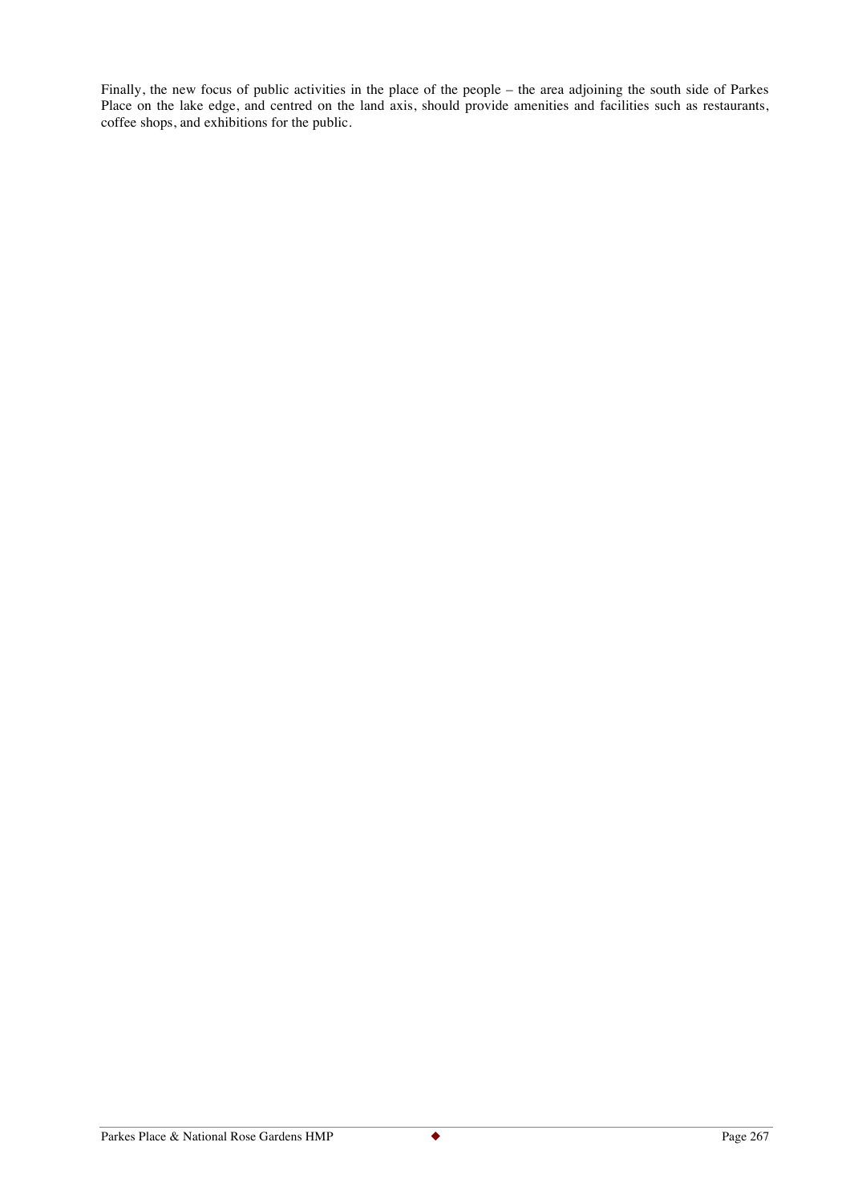Finally, the new focus of public activities in the place of the people – the area adjoining the south side of Parkes Place on the lake edge, and centred on the land axis, should provide amenities and facilities such as restaurants, coffee shops, and exhibitions for the public.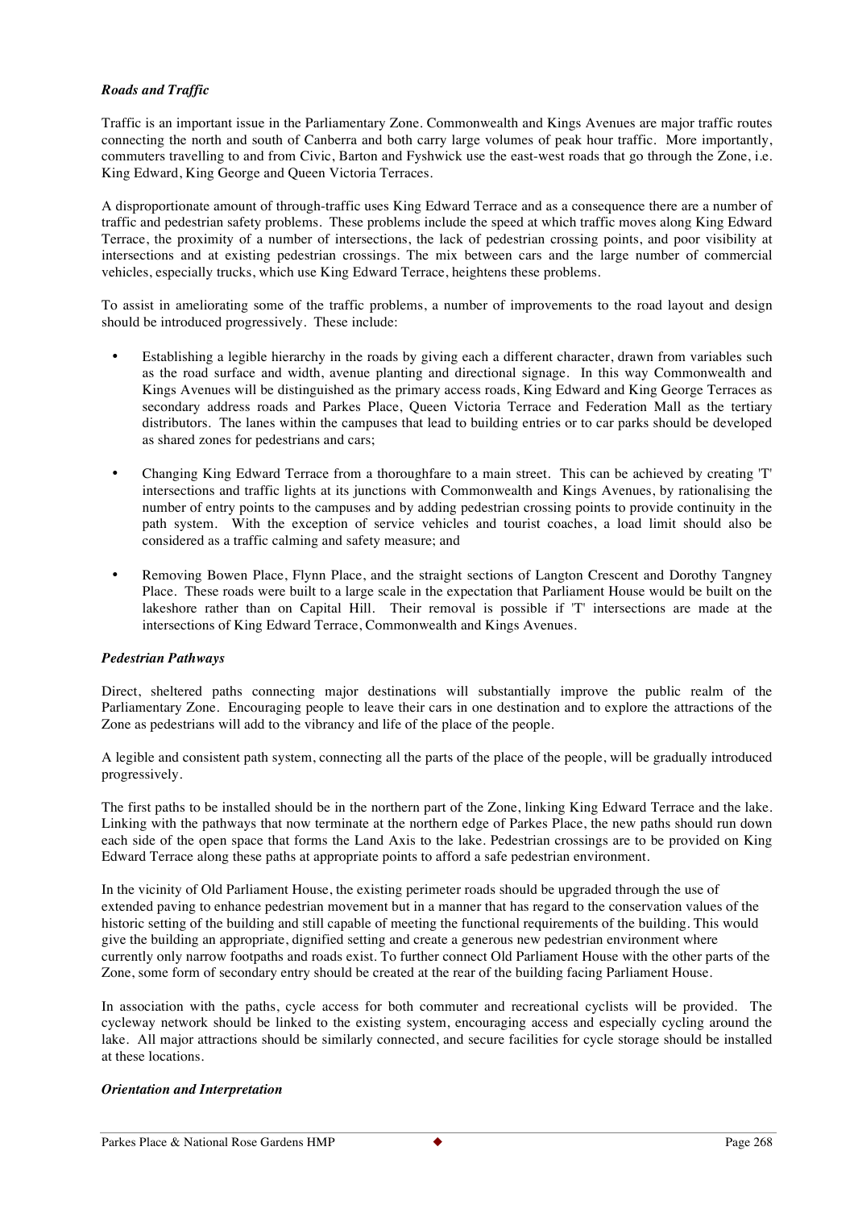### *Roads and Traffic*

Traffic is an important issue in the Parliamentary Zone. Commonwealth and Kings Avenues are major traffic routes connecting the north and south of Canberra and both carry large volumes of peak hour traffic. More importantly, commuters travelling to and from Civic, Barton and Fyshwick use the east-west roads that go through the Zone, i.e. King Edward, King George and Queen Victoria Terraces.

A disproportionate amount of through-traffic uses King Edward Terrace and as a consequence there are a number of traffic and pedestrian safety problems. These problems include the speed at which traffic moves along King Edward Terrace, the proximity of a number of intersections, the lack of pedestrian crossing points, and poor visibility at intersections and at existing pedestrian crossings. The mix between cars and the large number of commercial vehicles, especially trucks, which use King Edward Terrace, heightens these problems.

To assist in ameliorating some of the traffic problems, a number of improvements to the road layout and design should be introduced progressively. These include:

- Establishing a legible hierarchy in the roads by giving each a different character, drawn from variables such as the road surface and width, avenue planting and directional signage. In this way Commonwealth and Kings Avenues will be distinguished as the primary access roads, King Edward and King George Terraces as secondary address roads and Parkes Place, Queen Victoria Terrace and Federation Mall as the tertiary distributors. The lanes within the campuses that lead to building entries or to car parks should be developed as shared zones for pedestrians and cars;

- Changing King Edward Terrace from a thoroughfare to a main street. This can be achieved by creating 'T' intersections and traffic lights at its junctions with Commonwealth and Kings Avenues, by rationalising the number of entry points to the campuses and by adding pedestrian crossing points to provide continuity in the path system. With the exception of service vehicles and tourist coaches, a load limit should also be considered as a traffic calming and safety measure; and

- Removing Bowen Place, Flynn Place, and the straight sections of Langton Crescent and Dorothy Tangney Place. These roads were built to a large scale in the expectation that Parliament House would be built on the lakeshore rather than on Capital Hill. Their removal is possible if 'T' intersections are made at the intersections of King Edward Terrace, Commonwealth and Kings Avenues.

### *Pedestrian Pathways*

Direct, sheltered paths connecting major destinations will substantially improve the public realm of the Parliamentary Zone. Encouraging people to leave their cars in one destination and to explore the attractions of the Zone as pedestrians will add to the vibrancy and life of the place of the people.

A legible and consistent path system, connecting all the parts of the place of the people, will be gradually introduced progressively.

The first paths to be installed should be in the northern part of the Zone, linking King Edward Terrace and the lake. Linking with the pathways that now terminate at the northern edge of Parkes Place, the new paths should run down each side of the open space that forms the Land Axis to the lake. Pedestrian crossings are to be provided on King Edward Terrace along these paths at appropriate points to afford a safe pedestrian environment.

In the vicinity of Old Parliament House, the existing perimeter roads should be upgraded through the use of extended paving to enhance pedestrian movement but in a manner that has regard to the conservation values of the historic setting of the building and still capable of meeting the functional requirements of the building. This would give the building an appropriate, dignified setting and create a generous new pedestrian environment where currently only narrow footpaths and roads exist. To further connect Old Parliament House with the other parts of the Zone, some form of secondary entry should be created at the rear of the building facing Parliament House.

In association with the paths, cycle access for both commuter and recreational cyclists will be provided. The cycleway network should be linked to the existing system, encouraging access and especially cycling around the lake. All major attractions should be similarly connected, and secure facilities for cycle storage should be installed at these locations.

### *Orientation and Interpretation*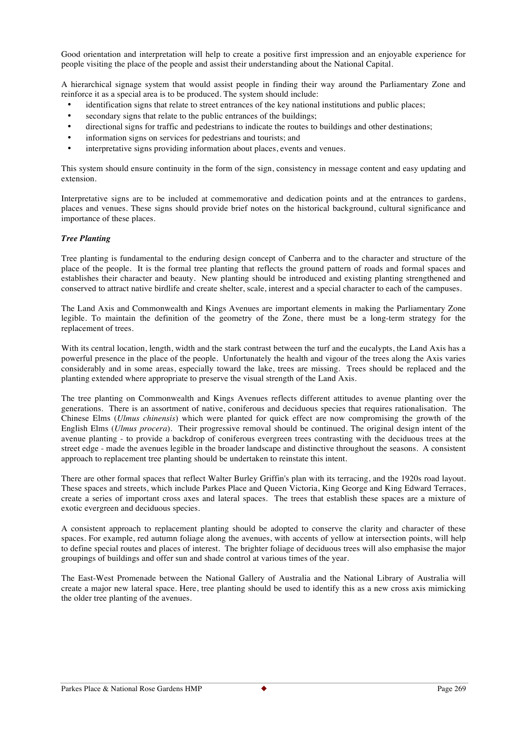Good orientation and interpretation will help to create a positive first impression and an enjoyable experience for people visiting the place of the people and assist their understanding about the National Capital.

A hierarchical signage system that would assist people in finding their way around the Parliamentary Zone and reinforce it as a special area is to be produced. The system should include:

- identification signs that relate to street entrances of the key national institutions and public places;
- secondary signs that relate to the public entrances of the buildings;
- directional signs for traffic and pedestrians to indicate the routes to buildings and other destinations;
- information signs on services for pedestrians and tourists; and
- interpretative signs providing information about places, events and venues.

This system should ensure continuity in the form of the sign, consistency in message content and easy updating and extension.

Interpretative signs are to be included at commemorative and dedication points and at the entrances to gardens, places and venues. These signs should provide brief notes on the historical background, cultural significance and importance of these places.

***Tree Planting***

Tree planting is fundamental to the enduring design concept of Canberra and to the character and structure of the place of the people. It is the formal tree planting that reflects the ground pattern of roads and formal spaces and establishes their character and beauty. New planting should be introduced and existing planting strengthened and conserved to attract native birdlife and create shelter, scale, interest and a special character to each of the campuses.

The Land Axis and Commonwealth and Kings Avenues are important elements in making the Parliamentary Zone legible. To maintain the definition of the geometry of the Zone, there must be a long-term strategy for the replacement of trees.

With its central location, length, width and the stark contrast between the turf and the eucalypts, the Land Axis has a powerful presence in the place of the people. Unfortunately the health and vigour of the trees along the Axis varies considerably and in some areas, especially toward the lake, trees are missing. Trees should be replaced and the planting extended where appropriate to preserve the visual strength of the Land Axis.

The tree planting on Commonwealth and Kings Avenues reflects different attitudes to avenue planting over the generations. There is an assortment of native, coniferous and deciduous species that requires rationalisation. The Chinese Elms (*Ulmus chinensis*) which were planted for quick effect are now compromising the growth of the English Elms (*Ulmus procera*). Their progressive removal should be continued. The original design intent of the avenue planting - to provide a backdrop of coniferous evergreen trees contrasting with the deciduous trees at the street edge - made the avenues legible in the broader landscape and distinctive throughout the seasons. A consistent approach to replacement tree planting should be undertaken to reinstate this intent.

There are other formal spaces that reflect Walter Burley Griffin's plan with its terracing, and the 1920s road layout. These spaces and streets, which include Parkes Place and Queen Victoria, King George and King Edward Terraces, create a series of important cross axes and lateral spaces. The trees that establish these spaces are a mixture of exotic evergreen and deciduous species.

A consistent approach to replacement planting should be adopted to conserve the clarity and character of these spaces. For example, red autumn foliage along the avenues, with accents of yellow at intersection points, will help to define special routes and places of interest. The brighter foliage of deciduous trees will also emphasise the major groupings of buildings and offer sun and shade control at various times of the year.

The East-West Promenade between the National Gallery of Australia and the National Library of Australia will create a major new lateral space. Here, tree planting should be used to identify this as a new cross axis mimicking the older tree planting of the avenues.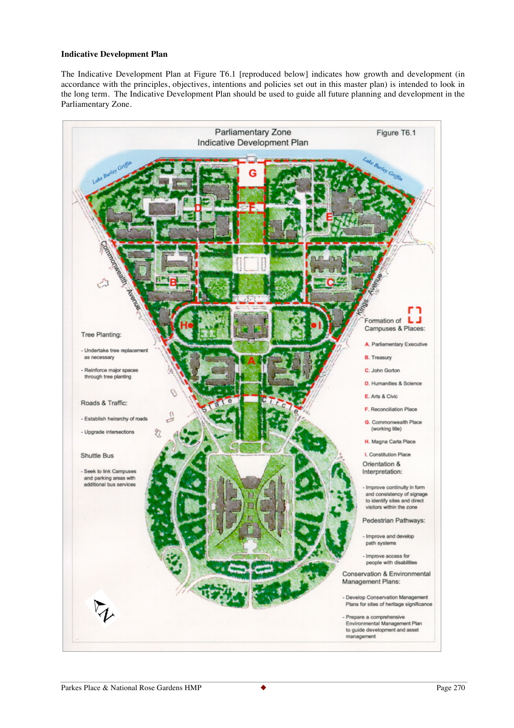**Indicative Development Plan**

The Indicative Development Plan at Figure T6.1 [reproduced below] indicates how growth and development (in accordance with the principles, objectives, intentions and policies set out in this master plan) is intended to look in the long term. The Indicative Development Plan should be used to guide all future planning and development in the Parliamentary Zone.

Parliamentary Zone
Indicative Development Plan

Figure T6.1

Lake Burley Griffin

Commonwealth Avenue

Kings Avenue

State Circle

Tree Planting:

- Undertake tree replacement as necessary
- Reinforce major spaces through tree planting

Roads & Traffic:

- Establish heirarchy of roads
- Upgrade intersections

Shuttle Bus

- Seek to link Campuses and parking areas with additional bus services

Formation of Campuses & Places:

A. Parliamentary Executive
B. Treasury
C. John Gorton
D. Humanities & Science
E. Arts & Civic
F. Reconciliation Place
G. Commonwealth Place (working title)
H. Magna Carta Place
I. Constitution Place

Orientation & Interpretation:

- Improve continuity in form and consistency of signage to identify sites and direct visitors within the zone

Pedestrian Pathways:

- Improve and develop path systems
- Improve access for people with disabilities

Conservation & Environmental Management Plans:

- Develop Conservation Management Plans for sites of heritage significance
- Prepare a comprehensive Environmental Management Plan to guide development and asset management

N